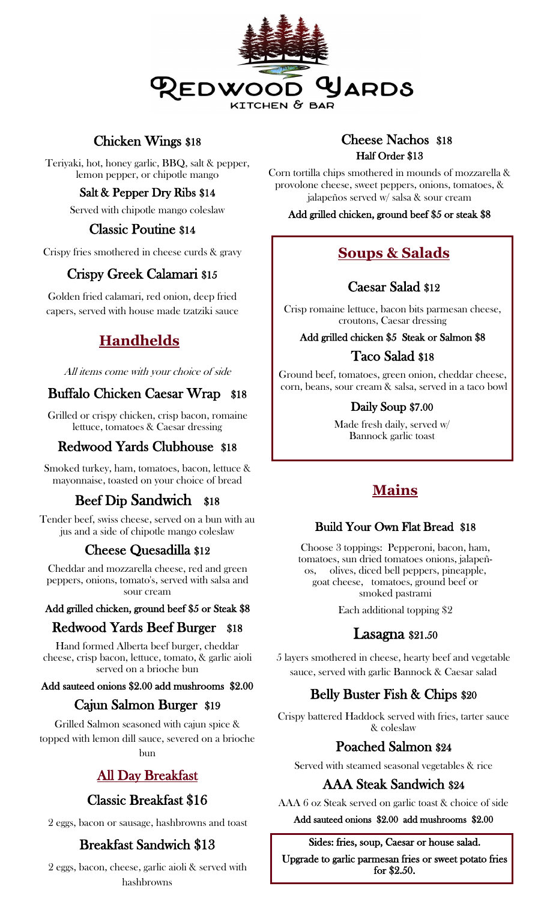# Redwood Yards
KITCHEN & BAR

### Chicken Wings $18

Teriyaki, hot, honey garlic, BBQ, salt & pepper, lemon pepper, or chipotle mango

### Salt & Pepper Dry Ribs $14

Served with chipotle mango coleslaw

### Classic Poutine $14

Crispy fries smothered in cheese curds & gravy

### Crispy Greek Calamari $15

Golden fried calamari, red onion, deep fried capers, served with house made tzatziki sauce

## Handhelds

*All items come with your choice of side*

### Buffalo Chicken Caesar Wrap $18

Grilled or crispy chicken, crisp bacon, romaine lettuce, tomatoes & Caesar dressing

### Redwood Yards Clubhouse $18

Smoked turkey, ham, tomatoes, bacon, lettuce & mayonnaise, toasted on your choice of bread

### Beef Dip Sandwich $18

Tender beef, swiss cheese, served on a bun with au jus and a side of chipotle mango coleslaw

### Cheese Quesadilla $12

Cheddar and mozzarella cheese, red and green peppers, onions, tomato's, served with salsa and sour cream

**Add grilled chicken, ground beef $5 or Steak $8**

### Redwood Yards Beef Burger $18

Hand formed Alberta beef burger, cheddar cheese, crisp bacon, lettuce, tomato, & garlic aioli served on a brioche bun

**Add sauteed onions $2.00 add mushrooms $2.00**

### Cajun Salmon Burger $19

Grilled Salmon seasoned with cajun spice & topped with lemon dill sauce, severed on a brioche bun

## All Day Breakfast

### Classic Breakfast $16

2 eggs, bacon or sausage, hashbrowns and toast

### Breakfast Sandwich $13

2 eggs, bacon, cheese, garlic aioli & served with hashbrowns

### Cheese Nachos $18

**Half Order $13**

Corn tortilla chips smothered in mounds of mozzarella & provolone cheese, sweet peppers, onions, tomatoes, & jalapeños served w/ salsa & sour cream

**Add grilled chicken, ground beef $5 or steak $8**

## Soups & Salads

### Caesar Salad $12

Crisp romaine lettuce, bacon bits parmesan cheese, croutons, Caesar dressing

**Add grilled chicken $5 Steak or Salmon $8**

### Taco Salad $18

Ground beef, tomatoes, green onion, cheddar cheese, corn, beans, sour cream & salsa, served in a taco bowl

### Daily Soup $7.00

Made fresh daily, served w/ Bannock garlic toast

## Mains

### Build Your Own Flat Bread $18

Choose 3 toppings: Pepperoni, bacon, ham, tomatoes, sun dried tomatoes onions, jalapeños, olives, diced bell peppers, pineapple, goat cheese, tomatoes, ground beef or smoked pastrami

Each additional topping $2

### Lasagna $21.50

5 layers smothered in cheese, hearty beef and vegetable sauce, served with garlic Bannock & Caesar salad

### Belly Buster Fish & Chips $20

Crispy battered Haddock served with fries, tarter sauce & coleslaw

### Poached Salmon $24

Served with steamed seasonal vegetables & rice

### AAA Steak Sandwich $24

AAA 6 oz Steak served on garlic toast & choice of side

**Add sauteed onions $2.00 add mushrooms $2.00**

**Sides: fries, soup, Caesar or house salad.**

**Upgrade to garlic parmesan fries or sweet potato fries for $2.50.**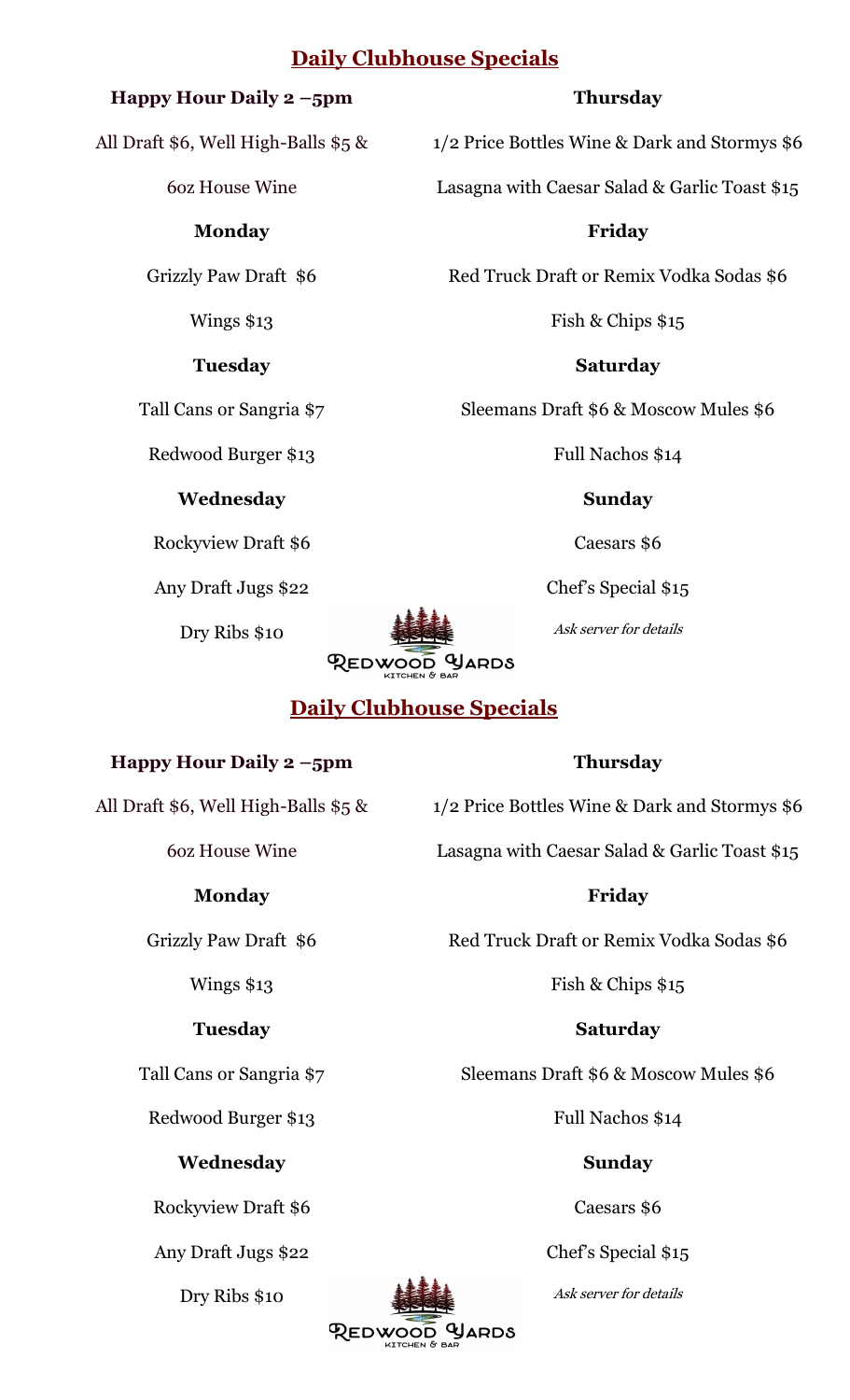## Daily Clubhouse Specials

**Happy Hour Daily 2 –5pm**

All Draft $6, Well High-Balls $5 &

6oz House Wine

**Monday**

Grizzly Paw Draft $6

Wings $13

**Tuesday**

Tall Cans or Sangria $7

Redwood Burger $13

**Wednesday**

Rockyview Draft $6

Any Draft Jugs $22

Dry Ribs $10

**Thursday**

1/2 Price Bottles Wine & Dark and Stormys $6

Lasagna with Caesar Salad & Garlic Toast $15

**Friday**

Red Truck Draft or Remix Vodka Sodas $6

Fish & Chips $15

**Saturday**

Sleemans Draft $6 & Moscow Mules $6

Full Nachos $14

**Sunday**

Caesars $6

Chef's Special $15

*Ask server for details*

Redwood Yards Kitchen & Bar

## Daily Clubhouse Specials

**Happy Hour Daily 2 –5pm**

All Draft $6, Well High-Balls $5 &

6oz House Wine

**Monday**

Grizzly Paw Draft $6

Wings $13

**Tuesday**

Tall Cans or Sangria $7

Redwood Burger $13

**Wednesday**

Rockyview Draft $6

Any Draft Jugs $22

Dry Ribs $10

**Thursday**

1/2 Price Bottles Wine & Dark and Stormys $6

Lasagna with Caesar Salad & Garlic Toast $15

**Friday**

Red Truck Draft or Remix Vodka Sodas $6

Fish & Chips $15

**Saturday**

Sleemans Draft $6 & Moscow Mules $6

Full Nachos $14

**Sunday**

Caesars $6

Chef's Special $15

*Ask server for details*

Redwood Yards Kitchen & Bar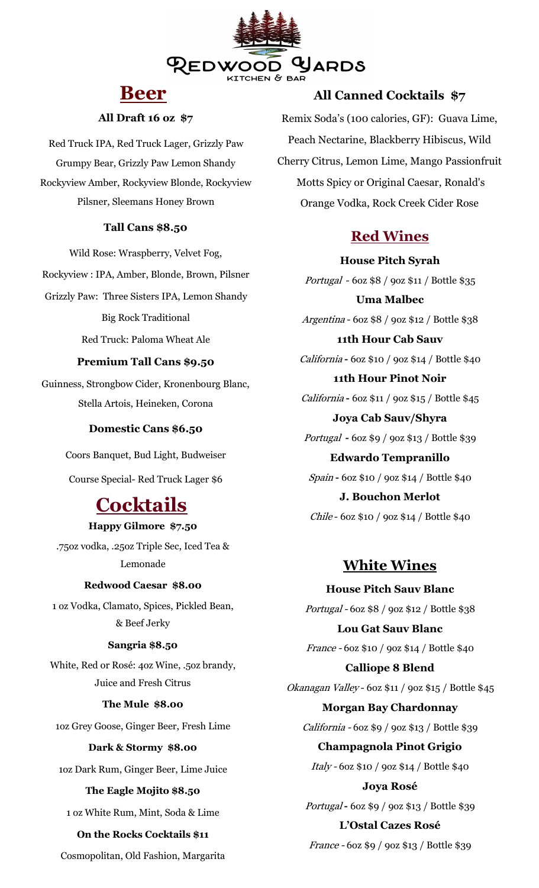# Redwood Yards

Kitchen & Bar

## Beer

**All Draft 16 oz $7**

Red Truck IPA, Red Truck Lager, Grizzly Paw Grumpy Bear, Grizzly Paw Lemon Shandy Rockyview Amber, Rockyview Blonde, Rockyview Pilsner, Sleemans Honey Brown

**Tall Cans $8.50**

Wild Rose: Wraspberry, Velvet Fog,

Rockyview : IPA, Amber, Blonde, Brown, Pilsner

Grizzly Paw: Three Sisters IPA, Lemon Shandy

Big Rock Traditional

Red Truck: Paloma Wheat Ale

**Premium Tall Cans $9.50**

Guinness, Strongbow Cider, Kronenbourg Blanc, Stella Artois, Heineken, Corona

**Domestic Cans $6.50**

Coors Banquet, Bud Light, Budweiser

Course Special- Red Truck Lager $6

## Cocktails

**Happy Gilmore $7.50**

.75oz vodka, .25oz Triple Sec, Iced Tea & Lemonade

**Redwood Caesar $8.00**

1 oz Vodka, Clamato, Spices, Pickled Bean, & Beef Jerky

**Sangria $8.50**

White, Red or Rosé: 4oz Wine, .5oz brandy, Juice and Fresh Citrus

**The Mule $8.00**

1oz Grey Goose, Ginger Beer, Fresh Lime

**Dark & Stormy $8.00**

1oz Dark Rum, Ginger Beer, Lime Juice

**The Eagle Mojito $8.50**

1 oz White Rum, Mint, Soda & Lime

**On the Rocks Cocktails $11**

Cosmopolitan, Old Fashion, Margarita

### All Canned Cocktails $7

Remix Soda's (100 calories, GF): Guava Lime, Peach Nectarine, Blackberry Hibiscus, Wild Cherry Citrus, Lemon Lime, Mango Passionfruit Motts Spicy or Original Caesar, Ronald's Orange Vodka, Rock Creek Cider Rose

## Red Wines

**House Pitch Syrah**

*Portugal* - 6oz $8 / 9oz $11 / Bottle $35

**Uma Malbec**

*Argentina* - 6oz $8 / 9oz $12 / Bottle $38

**11th Hour Cab Sauv**

*California* - 6oz $10 / 9oz $14 / Bottle $40

**11th Hour Pinot Noir**

*California* - 6oz $11 / 9oz $15 / Bottle $45

**Joya Cab Sauv/Shyra**

*Portugal* - 6oz $9 / 9oz $13 / Bottle $39

**Edwardo Tempranillo**

*Spain* - 6oz $10 / 9oz $14 / Bottle $40

**J. Bouchon Merlot**

*Chile* - 6oz $10 / 9oz $14 / Bottle $40

## White Wines

**House Pitch Sauv Blanc**

*Portugal* - 6oz $8 / 9oz $12 / Bottle $38

**Lou Gat Sauv Blanc**

*France* - 6oz $10 / 9oz $14 / Bottle $40

**Calliope 8 Blend**

*Okanagan Valley* - 6oz $11 / 9oz $15 / Bottle $45

**Morgan Bay Chardonnay**

*California* - 6oz $9 / 9oz $13 / Bottle $39

**Champagnola Pinot Grigio**

*Italy* - 6oz $10 / 9oz $14 / Bottle $40

**Joya Rosé**

*Portugal* - 6oz $9 / 9oz $13 / Bottle $39

**L'Ostal Cazes Rosé**

*France* - 6oz $9 / 9oz $13 / Bottle $39